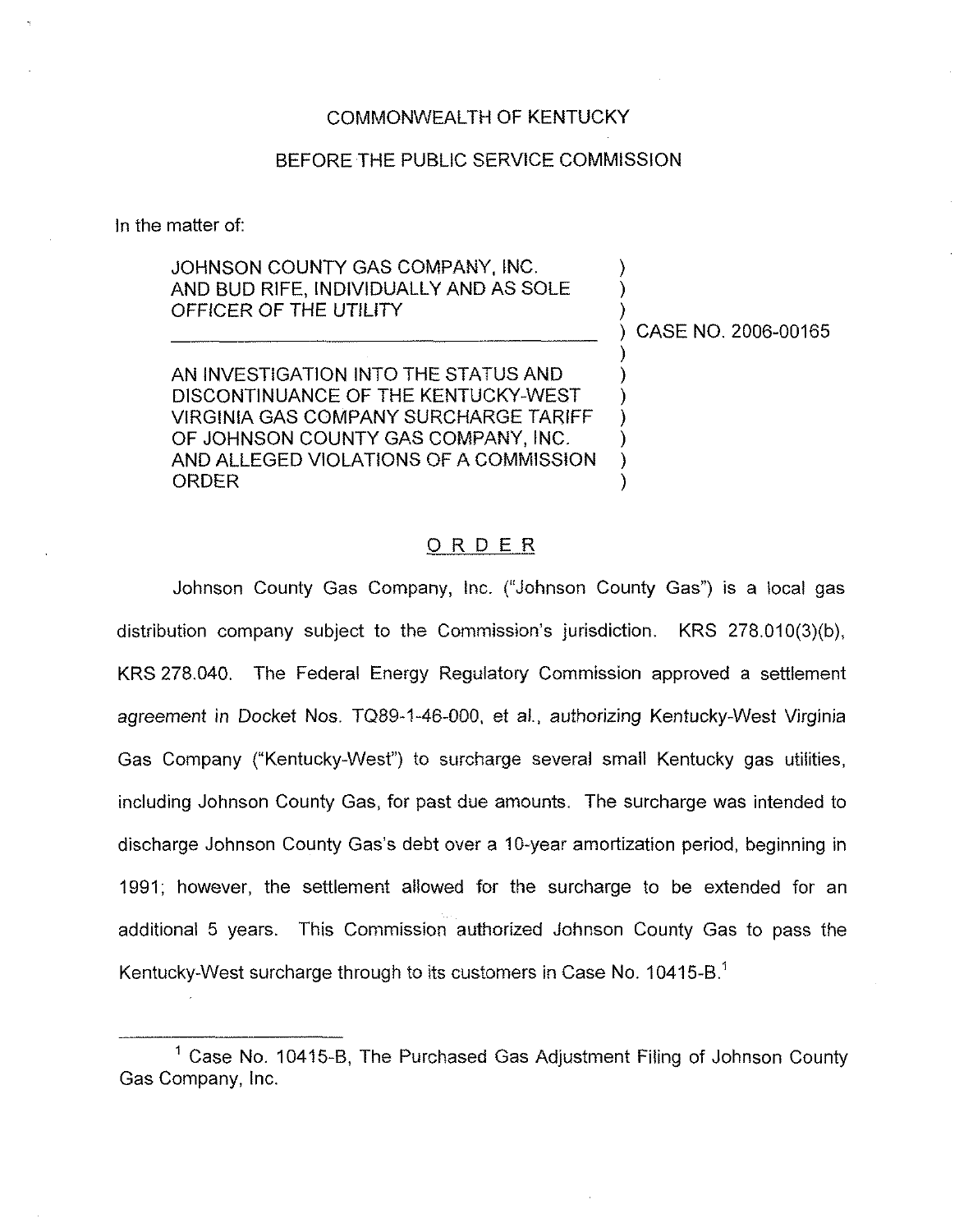COMMONWEALTH OF KENTUCKY

BEFORE THE PUBLIC SERVICE COMMISSION

In the matter of:

| | |
|---|---|
| JOHNSON COUNTY GAS COMPANY, INC. AND BUD RIFE, INDIVIDUALLY AND AS SOLE OFFICER OF THE UTILITY | CASE NO. 2006-00165 |
| AN INVESTIGATION INTO THE STATUS AND DISCONTINUANCE OF THE KENTUCKY-WEST VIRGINIA GAS COMPANY SURCHARGE TARIFF OF JOHNSON COUNTY GAS COMPANY, INC. AND ALLEGED VIOLATIONS OF A COMMISSION ORDER | |

## ORDER

Johnson County Gas Company, Inc. ("Johnson County Gas") is a local gas distribution company subject to the Commission's jurisdiction. KRS 278.010(3)(b), KRS 278.040. The Federal Energy Regulatory Commission approved a settlement agreement in Docket Nos. TQ89-1-46-000, et al., authorizing Kentucky-West Virginia Gas Company ("Kentucky-West") to surcharge several small Kentucky gas utilities, including Johnson County Gas, for past due amounts. The surcharge was intended to discharge Johnson County Gas's debt over a 10-year amortization period, beginning in 1991; however, the settlement allowed for the surcharge to be extended for an additional 5 years. This Commission authorized Johnson County Gas to pass the Kentucky-West surcharge through to its customers in Case No. 10415-B.[1]

[1] Case No. 10415-B, The Purchased Gas Adjustment Filing of Johnson County Gas Company, Inc.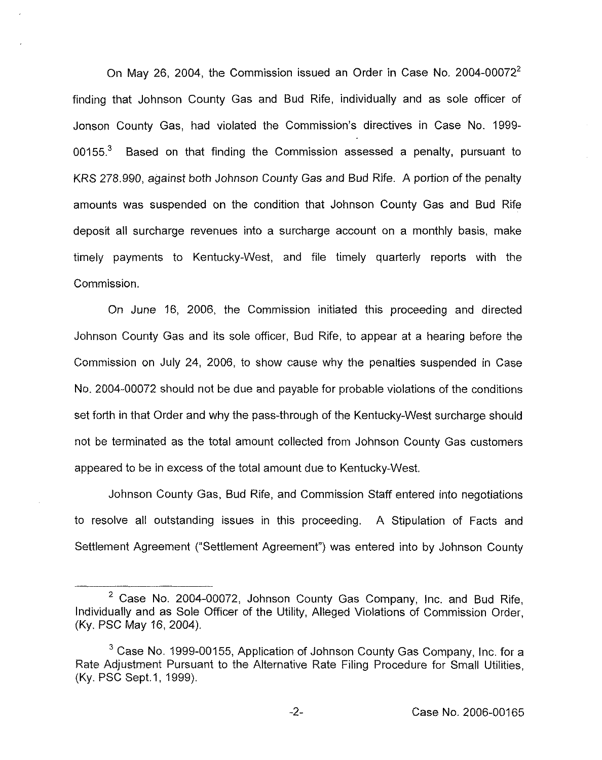On May 26, 2004, the Commission issued an Order in Case No. 2004-00072[2] finding that Johnson County Gas and Bud Rife, individually and as sole officer of Jonson County Gas, had violated the Commission's directives in Case No. 1999-00155.[3] Based on that finding the Commission assessed a penalty, pursuant to KRS 278.990, against both Johnson County Gas and Bud Rife. A portion of the penalty amounts was suspended on the condition that Johnson County Gas and Bud Rife deposit all surcharge revenues into a surcharge account on a monthly basis, make timely payments to Kentucky-West, and file timely quarterly reports with the Commission.

On June 16, 2006, the Commission initiated this proceeding and directed Johnson County Gas and its sole officer, Bud Rife, to appear at a hearing before the Commission on July 24, 2006, to show cause why the penalties suspended in Case No. 2004-00072 should not be due and payable for probable violations of the conditions set forth in that Order and why the pass-through of the Kentucky-West surcharge should not be terminated as the total amount collected from Johnson County Gas customers appeared to be in excess of the total amount due to Kentucky-West.

Johnson County Gas, Bud Rife, and Commission Staff entered into negotiations to resolve all outstanding issues in this proceeding. A Stipulation of Facts and Settlement Agreement ("Settlement Agreement") was entered into by Johnson County

---

[2] Case No. 2004-00072, Johnson County Gas Company, Inc. and Bud Rife, Individually and as Sole Officer of the Utility, Alleged Violations of Commission Order, (Ky. PSC May 16, 2004).

[3] Case No. 1999-00155, Application of Johnson County Gas Company, Inc. for a Rate Adjustment Pursuant to the Alternative Rate Filing Procedure for Small Utilities, (Ky. PSC Sept.1, 1999).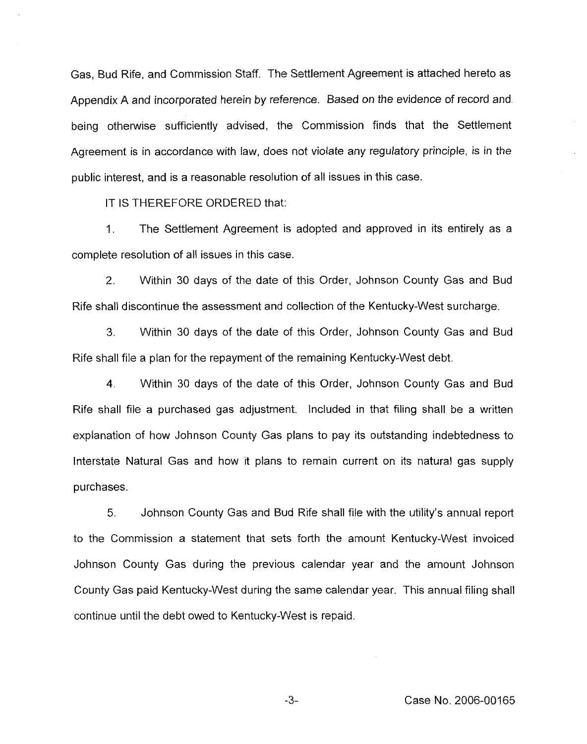Gas, Bud Rife, and Commission Staff. The Settlement Agreement is attached hereto as Appendix A and incorporated herein by reference. Based on the evidence of record and being otherwise sufficiently advised, the Commission finds that the Settlement Agreement is in accordance with law, does not violate any regulatory principle, is in the public interest, and is a reasonable resolution of all issues in this case.

IT IS THEREFORE ORDERED that:

1. The Settlement Agreement is adopted and approved in its entirely as a complete resolution of all issues in this case.

2. Within 30 days of the date of this Order, Johnson County Gas and Bud Rife shall discontinue the assessment and collection of the Kentucky-West surcharge.

3. Within 30 days of the date of this Order, Johnson County Gas and Bud Rife shall file a plan for the repayment of the remaining Kentucky-West debt.

4. Within 30 days of the date of this Order, Johnson County Gas and Bud Rife shall file a purchased gas adjustment. Included in that filing shall be a written explanation of how Johnson County Gas plans to pay its outstanding indebtedness to Interstate Natural Gas and how it plans to remain current on its natural gas supply purchases.

5. Johnson County Gas and Bud Rife shall file with the utility's annual report to the Commission a statement that sets forth the amount Kentucky-West invoiced Johnson County Gas during the previous calendar year and the amount Johnson County Gas paid Kentucky-West during the same calendar year. This annual filing shall continue until the debt owed to Kentucky-West is repaid.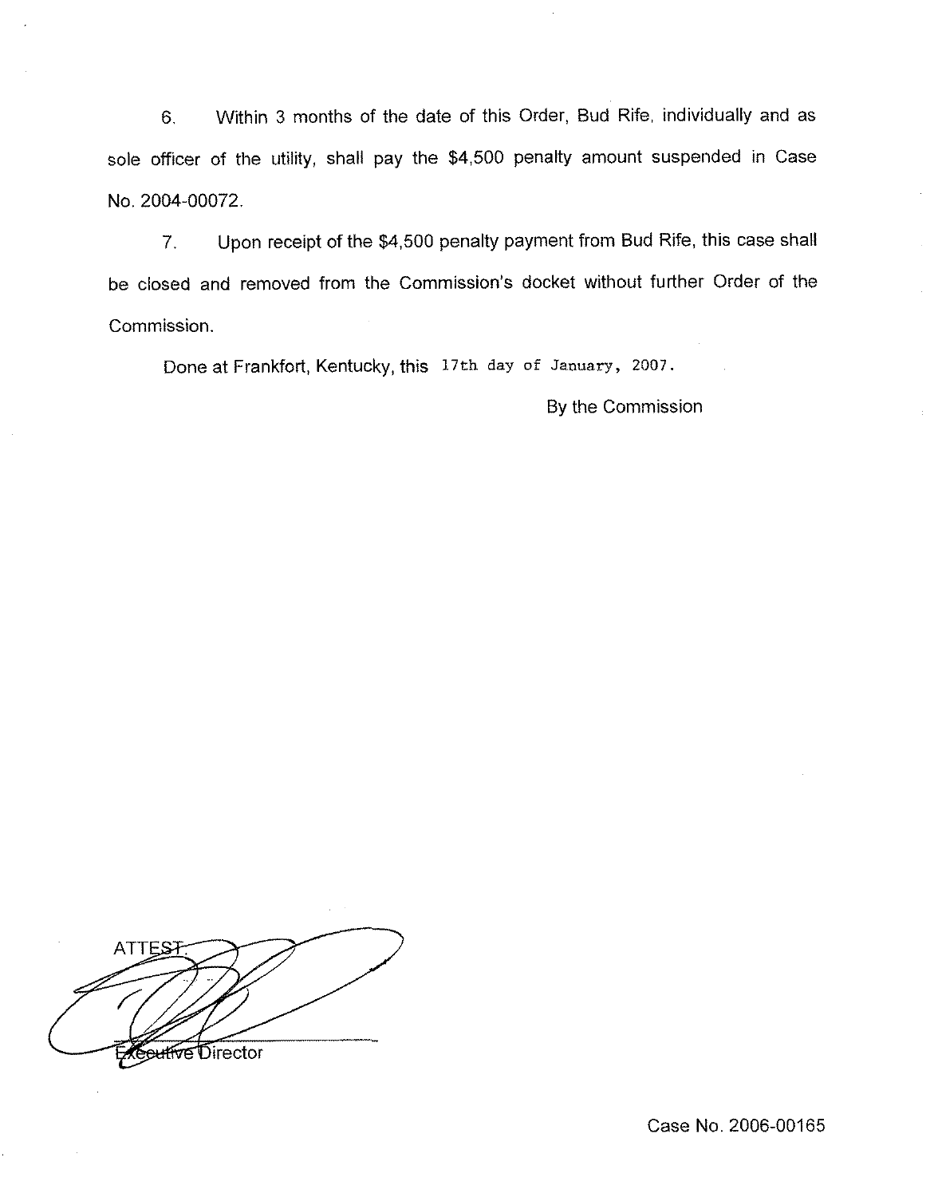6. Within 3 months of the date of this Order, Bud Rife, individually and as sole officer of the utility, shall pay the $4,500 penalty amount suspended in Case No. 2004-00072.

7. Upon receipt of the $4,500 penalty payment from Bud Rife, this case shall be closed and removed from the Commission's docket without further Order of the Commission.

Done at Frankfort, Kentucky, this 17th day of January, 2007.

By the Commission

ATTEST:

Executive Director

Case No. 2006-00165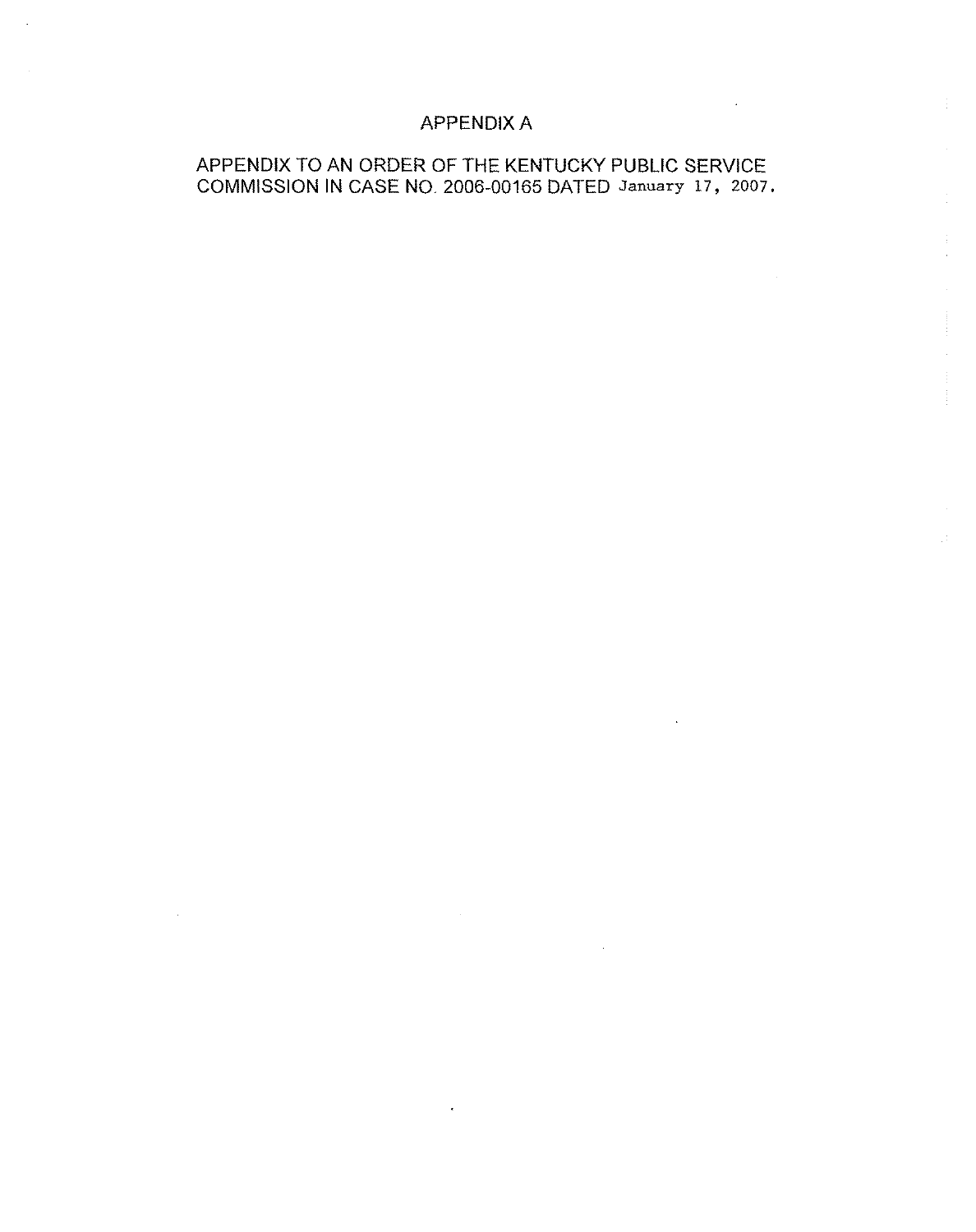# APPENDIX A

APPENDIX TO AN ORDER OF THE KENTUCKY PUBLIC SERVICE COMMISSION IN CASE NO. 2006-00165 DATED January 17, 2007.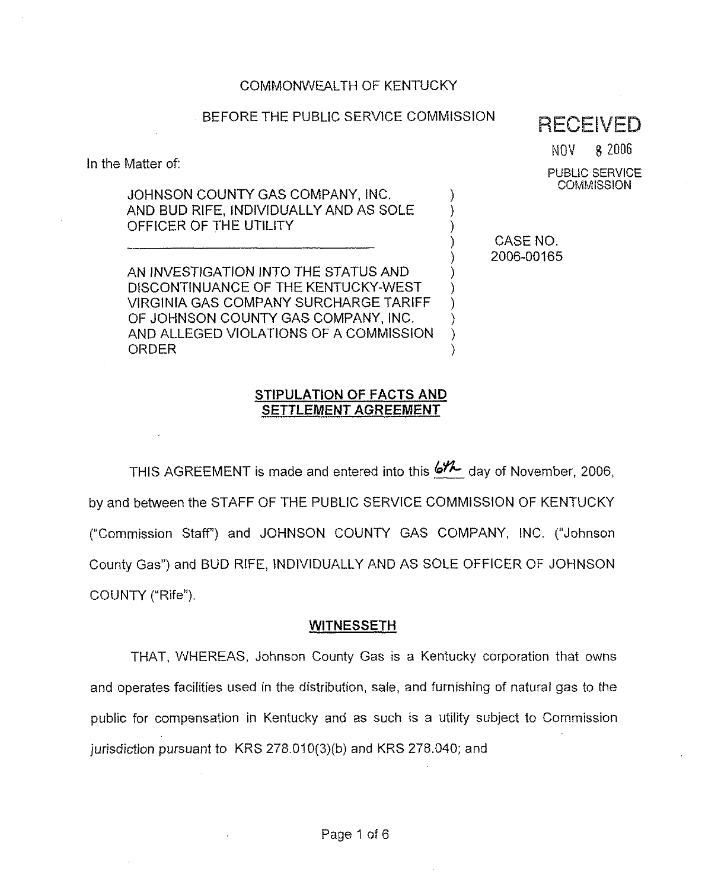COMMONWEALTH OF KENTUCKY

BEFORE THE PUBLIC SERVICE COMMISSION

RECEIVED

NOV 8 2006

PUBLIC SERVICE COMMISSION

In the Matter of:

JOHNSON COUNTY GAS COMPANY, INC. AND BUD RIFE, INDIVIDUALLY AND AS SOLE OFFICER OF THE UTILITY

AN INVESTIGATION INTO THE STATUS AND DISCONTINUANCE OF THE KENTUCKY-WEST VIRGINIA GAS COMPANY SURCHARGE TARIFF OF JOHNSON COUNTY GAS COMPANY, INC. AND ALLEGED VIOLATIONS OF A COMMISSION ORDER

CASE NO. 2006-00165

## STIPULATION OF FACTS AND SETTLEMENT AGREEMENT

THIS AGREEMENT is made and entered into this 6th day of November, 2006, by and between the STAFF OF THE PUBLIC SERVICE COMMISSION OF KENTUCKY ("Commission Staff") and JOHNSON COUNTY GAS COMPANY, INC. ("Johnson County Gas") and BUD RIFE, INDIVIDUALLY AND AS SOLE OFFICER OF JOHNSON COUNTY ("Rife").

## WITNESSETH

THAT, WHEREAS, Johnson County Gas is a Kentucky corporation that owns and operates facilities used in the distribution, sale, and furnishing of natural gas to the public for compensation in Kentucky and as such is a utility subject to Commission jurisdiction pursuant to KRS 278.010(3)(b) and KRS 278.040; and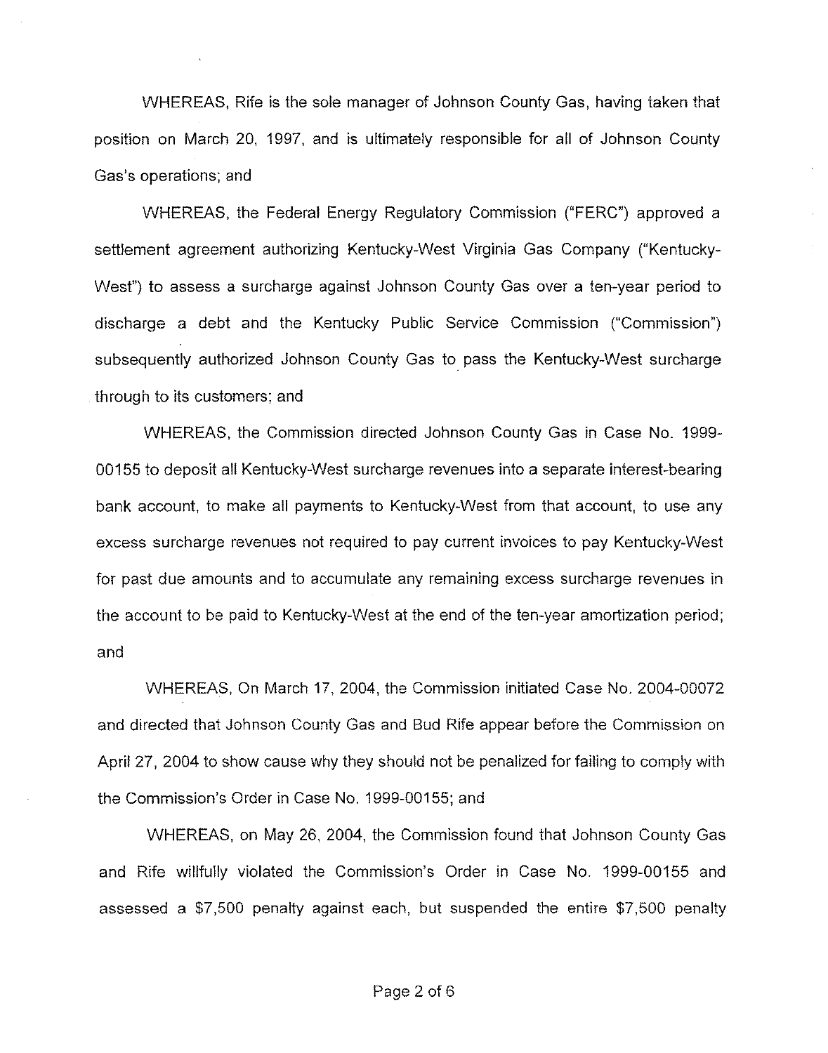WHEREAS, Rife is the sole manager of Johnson County Gas, having taken that position on March 20, 1997, and is ultimately responsible for all of Johnson County Gas's operations; and

WHEREAS, the Federal Energy Regulatory Commission ("FERC") approved a settlement agreement authorizing Kentucky-West Virginia Gas Company ("Kentucky-West") to assess a surcharge against Johnson County Gas over a ten-year period to discharge a debt and the Kentucky Public Service Commission ("Commission") subsequently authorized Johnson County Gas to pass the Kentucky-West surcharge through to its customers; and

WHEREAS, the Commission directed Johnson County Gas in Case No. 1999-00155 to deposit all Kentucky-West surcharge revenues into a separate interest-bearing bank account, to make all payments to Kentucky-West from that account, to use any excess surcharge revenues not required to pay current invoices to pay Kentucky-West for past due amounts and to accumulate any remaining excess surcharge revenues in the account to be paid to Kentucky-West at the end of the ten-year amortization period; and

WHEREAS, On March 17, 2004, the Commission initiated Case No. 2004-00072 and directed that Johnson County Gas and Bud Rife appear before the Commission on April 27, 2004 to show cause why they should not be penalized for failing to comply with the Commission's Order in Case No. 1999-00155; and

WHEREAS, on May 26, 2004, the Commission found that Johnson County Gas and Rife willfully violated the Commission's Order in Case No. 1999-00155 and assessed a $7,500 penalty against each, but suspended the entire $7,500 penalty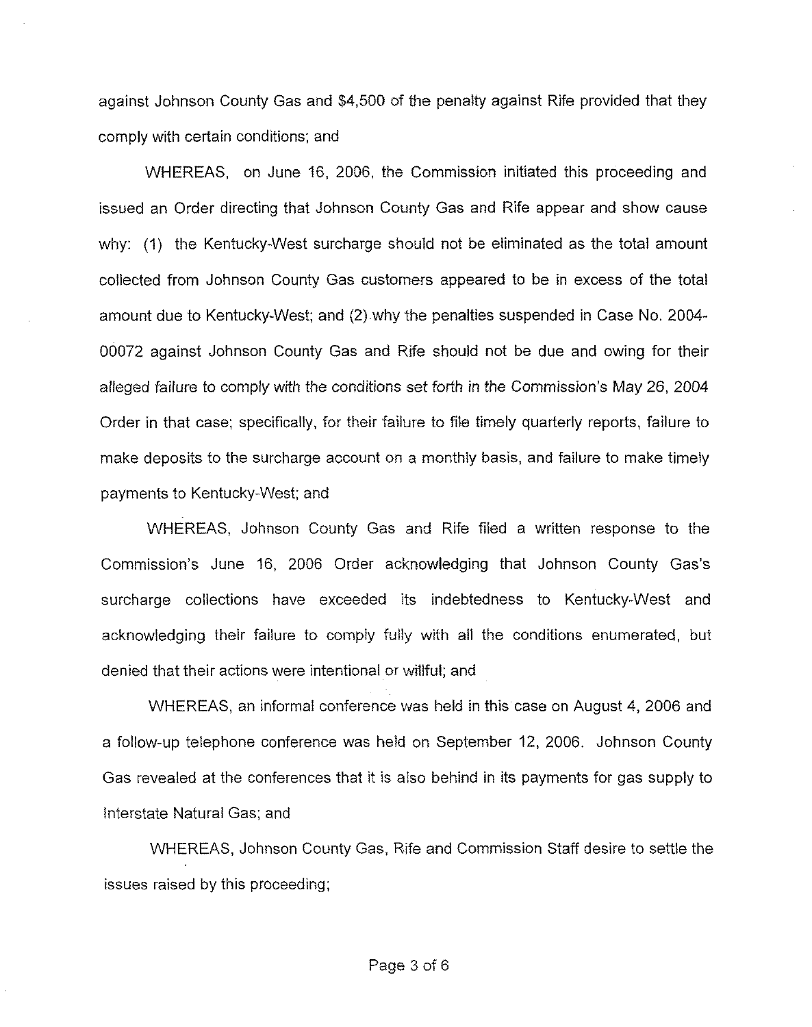against Johnson County Gas and $4,500 of the penalty against Rife provided that they comply with certain conditions; and

WHEREAS, on June 16, 2006, the Commission initiated this proceeding and issued an Order directing that Johnson County Gas and Rife appear and show cause why: (1) the Kentucky-West surcharge should not be eliminated as the total amount collected from Johnson County Gas customers appeared to be in excess of the total amount due to Kentucky-West; and (2) why the penalties suspended in Case No. 2004-00072 against Johnson County Gas and Rife should not be due and owing for their alleged failure to comply with the conditions set forth in the Commission's May 26, 2004 Order in that case; specifically, for their failure to file timely quarterly reports, failure to make deposits to the surcharge account on a monthly basis, and failure to make timely payments to Kentucky-West; and

WHEREAS, Johnson County Gas and Rife filed a written response to the Commission's June 16, 2006 Order acknowledging that Johnson County Gas's surcharge collections have exceeded its indebtedness to Kentucky-West and acknowledging their failure to comply fully with all the conditions enumerated, but denied that their actions were intentional or willful; and

WHEREAS, an informal conference was held in this case on August 4, 2006 and a follow-up telephone conference was held on September 12, 2006. Johnson County Gas revealed at the conferences that it is also behind in its payments for gas supply to Interstate Natural Gas; and

WHEREAS, Johnson County Gas, Rife and Commission Staff desire to settle the issues raised by this proceeding;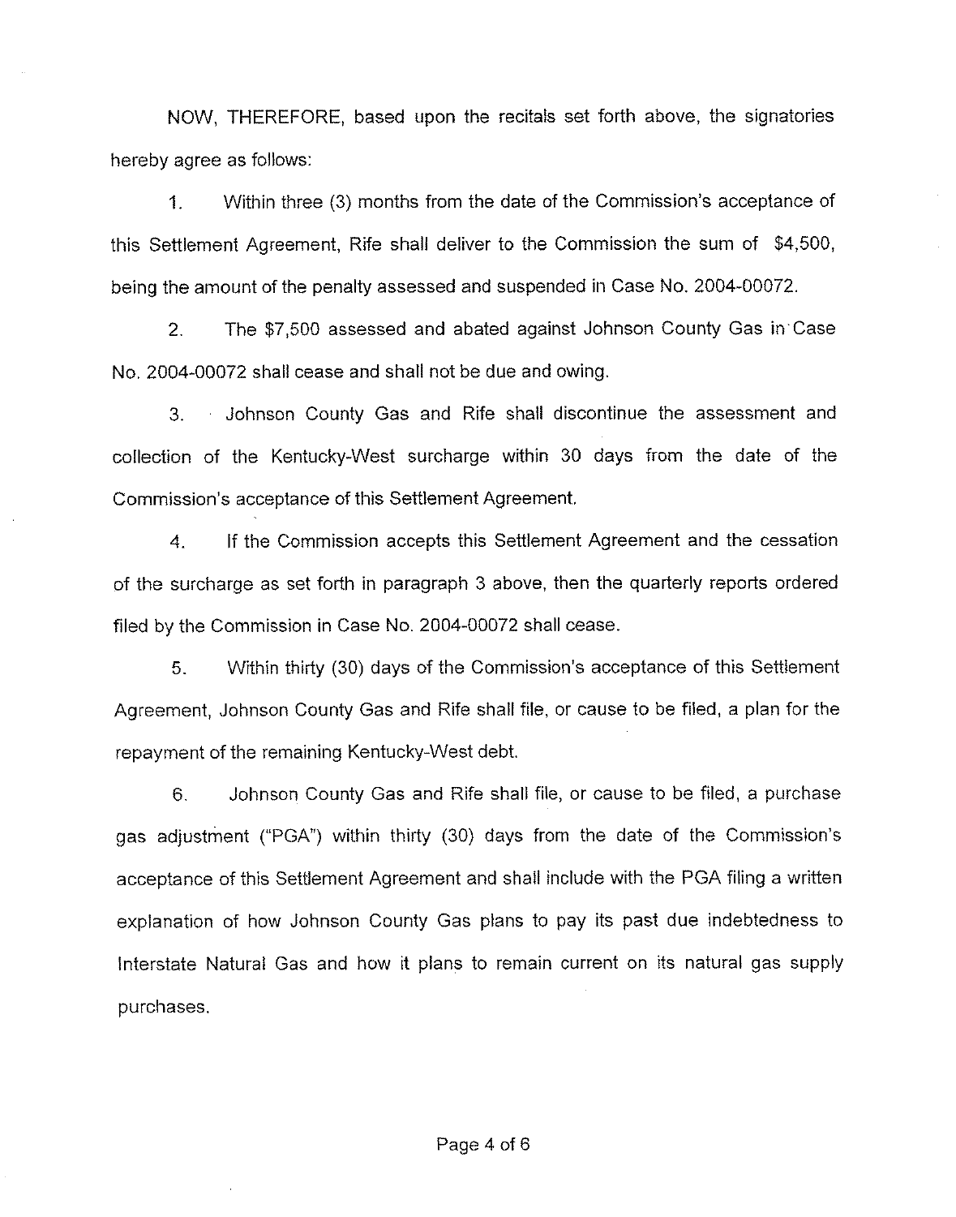NOW, THEREFORE, based upon the recitals set forth above, the signatories hereby agree as follows:

1. Within three (3) months from the date of the Commission's acceptance of this Settlement Agreement, Rife shall deliver to the Commission the sum of $4,500, being the amount of the penalty assessed and suspended in Case No. 2004-00072.

2. The $7,500 assessed and abated against Johnson County Gas in Case No. 2004-00072 shall cease and shall not be due and owing.

3. Johnson County Gas and Rife shall discontinue the assessment and collection of the Kentucky-West surcharge within 30 days from the date of the Commission's acceptance of this Settlement Agreement.

4. If the Commission accepts this Settlement Agreement and the cessation of the surcharge as set forth in paragraph 3 above, then the quarterly reports ordered filed by the Commission in Case No. 2004-00072 shall cease.

5. Within thirty (30) days of the Commission's acceptance of this Settlement Agreement, Johnson County Gas and Rife shall file, or cause to be filed, a plan for the repayment of the remaining Kentucky-West debt.

6. Johnson County Gas and Rife shall file, or cause to be filed, a purchase gas adjustment ("PGA") within thirty (30) days from the date of the Commission's acceptance of this Settlement Agreement and shall include with the PGA filing a written explanation of how Johnson County Gas plans to pay its past due indebtedness to Interstate Natural Gas and how it plans to remain current on its natural gas supply purchases.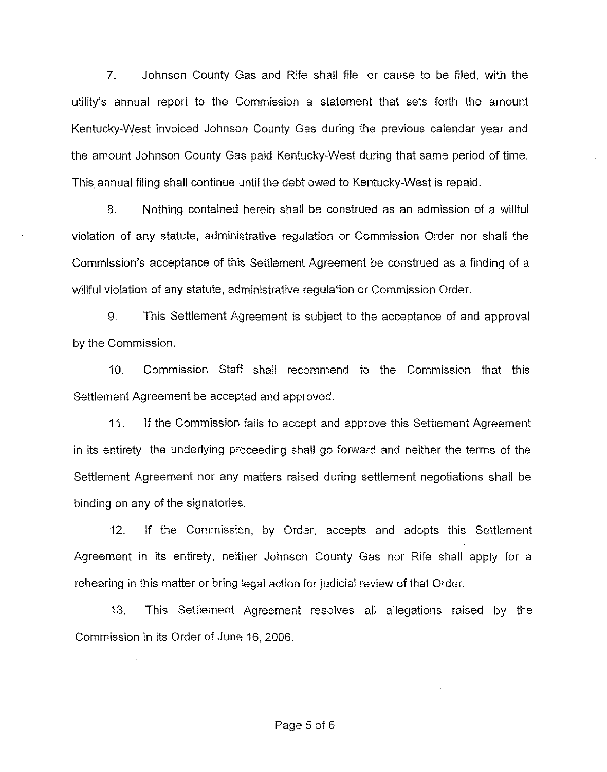7. Johnson County Gas and Rife shall file, or cause to be filed, with the utility's annual report to the Commission a statement that sets forth the amount Kentucky-West invoiced Johnson County Gas during the previous calendar year and the amount Johnson County Gas paid Kentucky-West during that same period of time. This annual filing shall continue until the debt owed to Kentucky-West is repaid.

8. Nothing contained herein shall be construed as an admission of a willful violation of any statute, administrative regulation or Commission Order nor shall the Commission's acceptance of this Settlement Agreement be construed as a finding of a willful violation of any statute, administrative regulation or Commission Order.

9. This Settlement Agreement is subject to the acceptance of and approval by the Commission.

10. Commission Staff shall recommend to the Commission that this Settlement Agreement be accepted and approved.

11. If the Commission fails to accept and approve this Settlement Agreement in its entirety, the underlying proceeding shall go forward and neither the terms of the Settlement Agreement nor any matters raised during settlement negotiations shall be binding on any of the signatories.

12. If the Commission, by Order, accepts and adopts this Settlement Agreement in its entirety, neither Johnson County Gas nor Rife shall apply for a rehearing in this matter or bring legal action for judicial review of that Order.

13. This Settlement Agreement resolves all allegations raised by the Commission in its Order of June 16, 2006.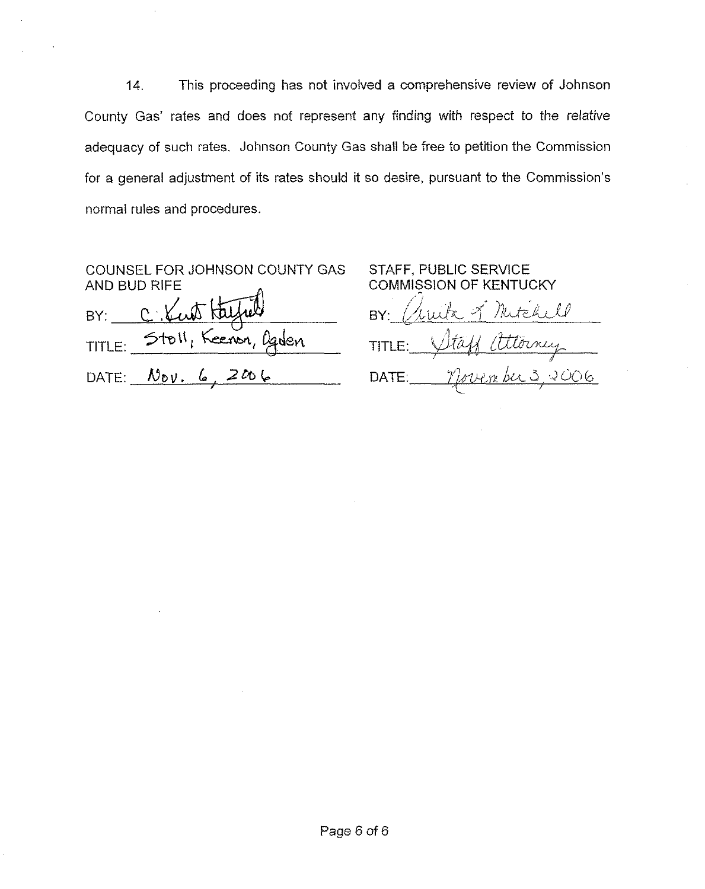14. This proceeding has not involved a comprehensive review of Johnson County Gas' rates and does not represent any finding with respect to the relative adequacy of such rates. Johnson County Gas shall be free to petition the Commission for a general adjustment of its rates should it so desire, pursuant to the Commission's normal rules and procedures.

| COUNSEL FOR JOHNSON COUNTY GAS AND BUD RIFE | STAFF, PUBLIC SERVICE COMMISSION OF KENTUCKY |
|---|---|
| BY: C. Kent Hatfield | BY: Anita L. Mitchell |
| TITLE: Stoll, Keenon, Ogden | TITLE: Staff Attorney |
| DATE: Nov. 6, 2006 | DATE: November 3, 2006 |